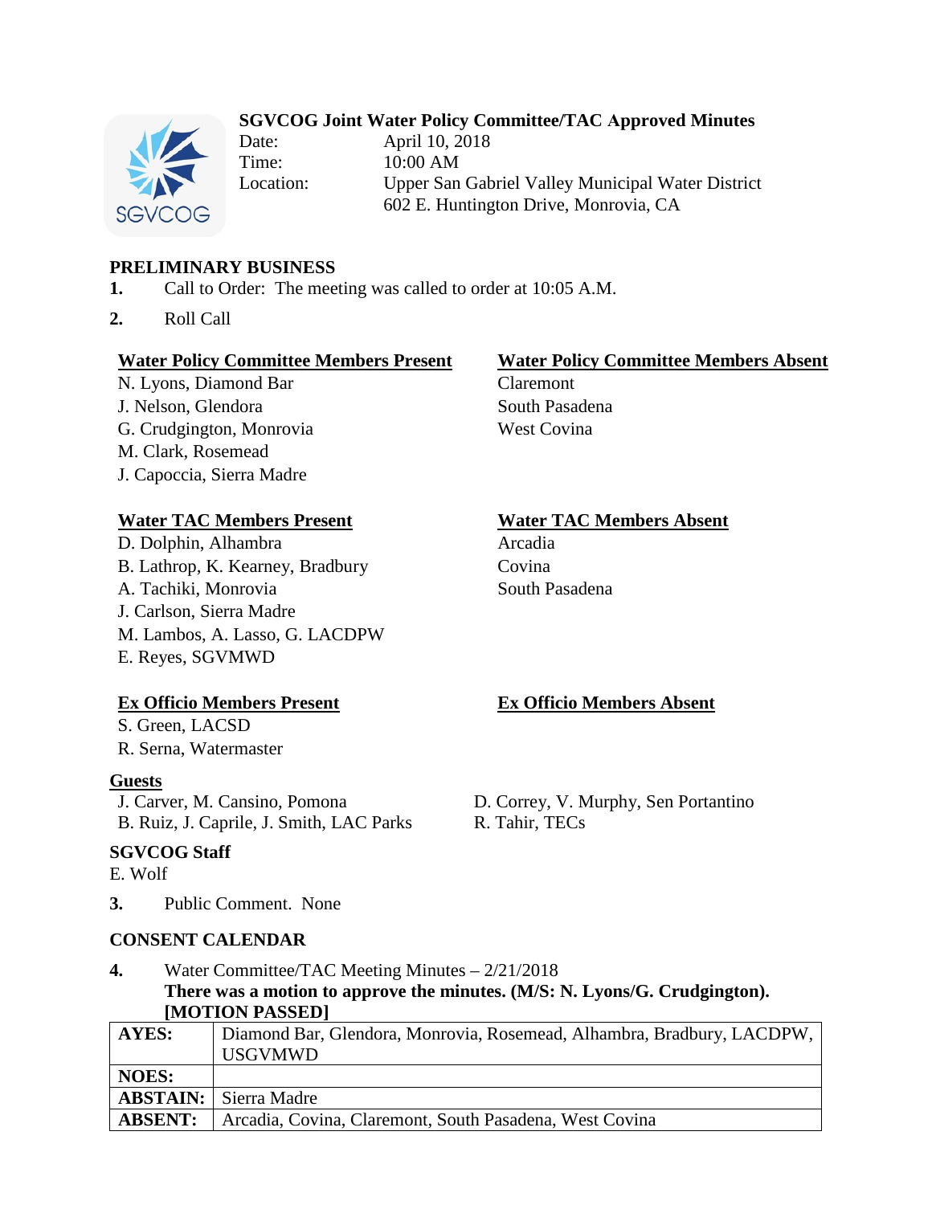# SGVCOG Joint Water Policy Committee/TAC Approved Minutes

Date: April 10, 2018
Time: 10:00 AM
Location: Upper San Gabriel Valley Municipal Water District
602 E. Huntington Drive, Monrovia, CA

## PRELIMINARY BUSINESS

1. Call to Order: The meeting was called to order at 10:05 A.M.

2. Roll Call

**Water Policy Committee Members Present**
N. Lyons, Diamond Bar
J. Nelson, Glendora
G. Crudgington, Monrovia
M. Clark, Rosemead
J. Capoccia, Sierra Madre

**Water Policy Committee Members Absent**
Claremont
South Pasadena
West Covina

**Water TAC Members Present**
D. Dolphin, Alhambra
B. Lathrop, K. Kearney, Bradbury
A. Tachiki, Monrovia
J. Carlson, Sierra Madre
M. Lambos, A. Lasso, G. LACDPW
E. Reyes, SGVMWD

**Water TAC Members Absent**
Arcadia
Covina
South Pasadena

**Ex Officio Members Present**
S. Green, LACSD
R. Serna, Watermaster

**Ex Officio Members Absent**

**Guests**
J. Carver, M. Cansino, Pomona
B. Ruiz, J. Caprile, J. Smith, LAC Parks
D. Correy, V. Murphy, Sen Portantino
R. Tahir, TECs

**SGVCOG Staff**
E. Wolf

3. Public Comment. None

## CONSENT CALENDAR

4. Water Committee/TAC Meeting Minutes – 2/21/2018
**There was a motion to approve the minutes. (M/S: N. Lyons/G. Crudgington). [MOTION PASSED]**

| | |
|---|---|
| **AYES:** | Diamond Bar, Glendora, Monrovia, Rosemead, Alhambra, Bradbury, LACDPW, USGVMWD |
| **NOES:** | |
| **ABSTAIN:** | Sierra Madre |
| **ABSENT:** | Arcadia, Covina, Claremont, South Pasadena, West Covina |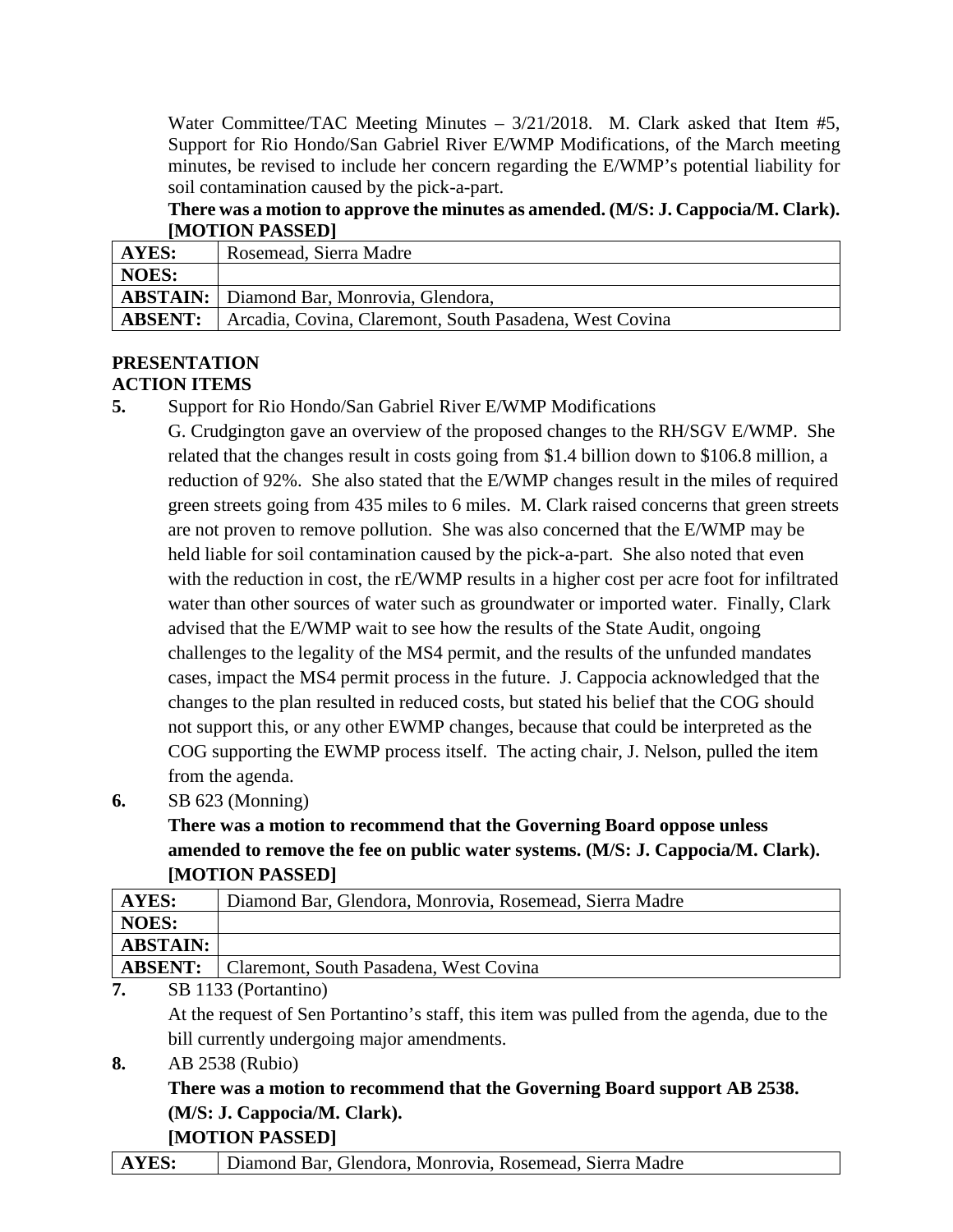Water Committee/TAC Meeting Minutes – 3/21/2018. M. Clark asked that Item #5, Support for Rio Hondo/San Gabriel River E/WMP Modifications, of the March meeting minutes, be revised to include her concern regarding the E/WMP's potential liability for soil contamination caused by the pick-a-part.

**There was a motion to approve the minutes as amended. (M/S: J. Cappocia/M. Clark). [MOTION PASSED]**

| **AYES:** | Rosemead, Sierra Madre |
|---|---|
| **NOES:** | |
| **ABSTAIN:** | Diamond Bar, Monrovia, Glendora, |
| **ABSENT:** | Arcadia, Covina, Claremont, South Pasadena, West Covina |

**PRESENTATION**

**ACTION ITEMS**

**5.** Support for Rio Hondo/San Gabriel River E/WMP Modifications

G. Crudgington gave an overview of the proposed changes to the RH/SGV E/WMP. She related that the changes result in costs going from $1.4 billion down to $106.8 million, a reduction of 92%. She also stated that the E/WMP changes result in the miles of required green streets going from 435 miles to 6 miles. M. Clark raised concerns that green streets are not proven to remove pollution. She was also concerned that the E/WMP may be held liable for soil contamination caused by the pick-a-part. She also noted that even with the reduction in cost, the rE/WMP results in a higher cost per acre foot for infiltrated water than other sources of water such as groundwater or imported water. Finally, Clark advised that the E/WMP wait to see how the results of the State Audit, ongoing challenges to the legality of the MS4 permit, and the results of the unfunded mandates cases, impact the MS4 permit process in the future. J. Cappocia acknowledged that the changes to the plan resulted in reduced costs, but stated his belief that the COG should not support this, or any other EWMP changes, because that could be interpreted as the COG supporting the EWMP process itself. The acting chair, J. Nelson, pulled the item from the agenda.

**6.** SB 623 (Monning)

**There was a motion to recommend that the Governing Board oppose unless amended to remove the fee on public water systems. (M/S: J. Cappocia/M. Clark). [MOTION PASSED]**

| **AYES:** | Diamond Bar, Glendora, Monrovia, Rosemead, Sierra Madre |
|---|---|
| **NOES:** | |
| **ABSTAIN:** | |
| **ABSENT:** | Claremont, South Pasadena, West Covina |

**7.** SB 1133 (Portantino)

At the request of Sen Portantino's staff, this item was pulled from the agenda, due to the bill currently undergoing major amendments.

**8.** AB 2538 (Rubio)

**There was a motion to recommend that the Governing Board support AB 2538. (M/S: J. Cappocia/M. Clark).**

**[MOTION PASSED]**

| **AYES:** | Diamond Bar, Glendora, Monrovia, Rosemead, Sierra Madre |
|---|---|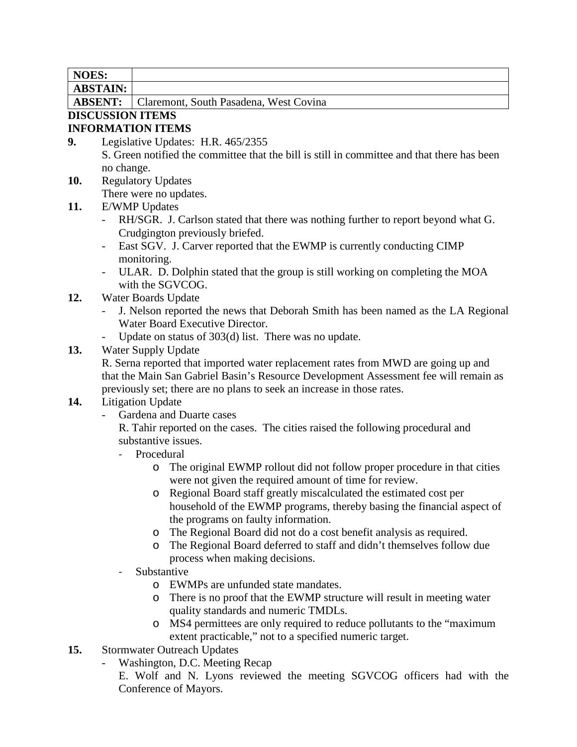| NOES: | |
|---|---|
| ABSTAIN: | |
| ABSENT: | Claremont, South Pasadena, West Covina |

**DISCUSSION ITEMS**

**INFORMATION ITEMS**

**9.** Legislative Updates: H.R. 465/2355

S. Green notified the committee that the bill is still in committee and that there has been no change.

**10.** Regulatory Updates

There were no updates.

**11.** E/WMP Updates

- RH/SGR. J. Carlson stated that there was nothing further to report beyond what G. Crudgington previously briefed.
- East SGV. J. Carver reported that the EWMP is currently conducting CIMP monitoring.
- ULAR. D. Dolphin stated that the group is still working on completing the MOA with the SGVCOG.

**12.** Water Boards Update

- J. Nelson reported the news that Deborah Smith has been named as the LA Regional Water Board Executive Director.
- Update on status of 303(d) list. There was no update.

**13.** Water Supply Update

R. Serna reported that imported water replacement rates from MWD are going up and that the Main San Gabriel Basin's Resource Development Assessment fee will remain as previously set; there are no plans to seek an increase in those rates.

**14.** Litigation Update

- Gardena and Duarte cases

  R. Tahir reported on the cases. The cities raised the following procedural and substantive issues.

  - Procedural
    - The original EWMP rollout did not follow proper procedure in that cities were not given the required amount of time for review.
    - Regional Board staff greatly miscalculated the estimated cost per household of the EWMP programs, thereby basing the financial aspect of the programs on faulty information.
    - The Regional Board did not do a cost benefit analysis as required.
    - The Regional Board deferred to staff and didn't themselves follow due process when making decisions.
  - Substantive
    - EWMPs are unfunded state mandates.
    - There is no proof that the EWMP structure will result in meeting water quality standards and numeric TMDLs.
    - MS4 permittees are only required to reduce pollutants to the "maximum extent practicable," not to a specified numeric target.

**15.** Stormwater Outreach Updates

- Washington, D.C. Meeting Recap

  E. Wolf and N. Lyons reviewed the meeting SGVCOG officers had with the Conference of Mayors.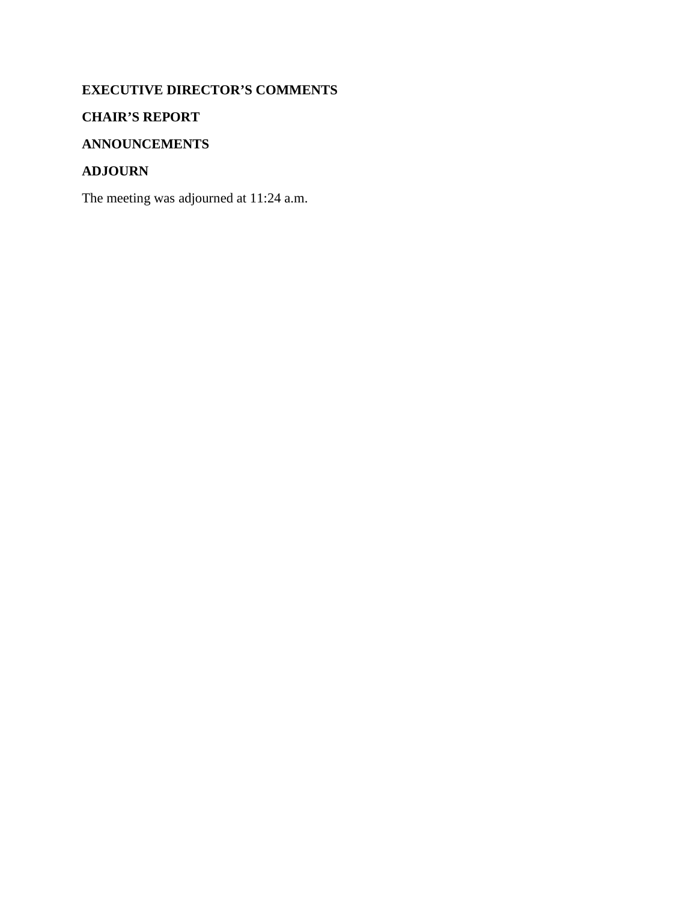**EXECUTIVE DIRECTOR'S COMMENTS**

**CHAIR'S REPORT**

**ANNOUNCEMENTS**

**ADJOURN**

The meeting was adjourned at 11:24 a.m.